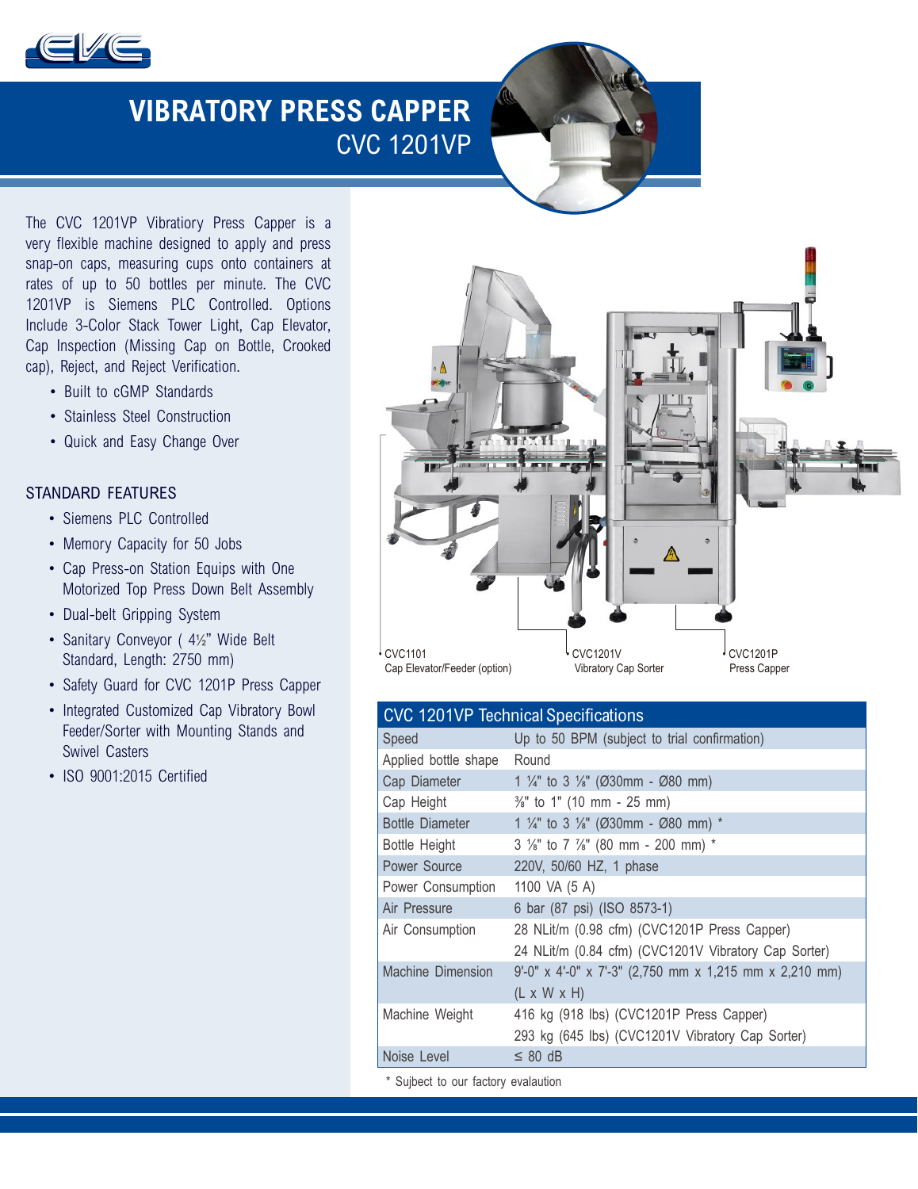# VIBRATORY PRESS CAPPER

## CVC 1201VP

The CVC 1201VP Vibratory Press Capper is a very flexible machine designed to apply and press snap-on caps, measuring cups onto containers at rates of up to 50 bottles per minute. The CVC 1201VP is Siemens PLC Controlled. Options Include 3-Color Stack Tower Light, Cap Elevator, Cap Inspection (Missing Cap on Bottle, Crooked cap), Reject, and Reject Verification.

- Built to cGMP Standards
- Stainless Steel Construction
- Quick and Easy Change Over

### STANDARD FEATURES

- Siemens PLC Controlled
- Memory Capacity for 50 Jobs
- Cap Press-on Station Equips with One Motorized Top Press Down Belt Assembly
- Dual-belt Gripping System
- Sanitary Conveyor ( 4½" Wide Belt Standard, Length: 2750 mm)
- Safety Guard for CVC 1201P Press Capper
- Integrated Customized Cap Vibratory Bowl Feeder/Sorter with Mounting Stands and Swivel Casters
- ISO 9001:2015 Certified

CVC1101 Cap Elevator/Feeder (option)

CVC1201V Vibratory Cap Sorter

CVC1201P Press Capper

| CVC 1201VP Technical Specifications | |
|---|---|
| Speed | Up to 50 BPM (subject to trial confirmation) |
| Applied bottle shape | Round |
| Cap Diameter | 1 ¼" to 3 ⅛" (Ø30mm - Ø80 mm) |
| Cap Height | ⅜" to 1" (10 mm - 25 mm) |
| Bottle Diameter | 1 ¼" to 3 ⅛" (Ø30mm - Ø80 mm) * |
| Bottle Height | 3 ⅛" to 7 ⅞" (80 mm - 200 mm) * |
| Power Source | 220V, 50/60 HZ, 1 phase |
| Power Consumption | 1100 VA (5 A) |
| Air Pressure | 6 bar (87 psi) (ISO 8573-1) |
| Air Consumption | 28 NLit/m (0.98 cfm) (CVC1201P Press Capper)<br>24 NLit/m (0.84 cfm) (CVC1201V Vibratory Cap Sorter) |
| Machine Dimension | 9'-0" x 4'-0" x 7'-3" (2,750 mm x 1,215 mm x 2,210 mm) (L x W x H) |
| Machine Weight | 416 kg (918 lbs) (CVC1201P Press Capper)<br>293 kg (645 lbs) (CVC1201V Vibratory Cap Sorter) |
| Noise Level | ≤ 80 dB |

\* Subject to our factory evalaution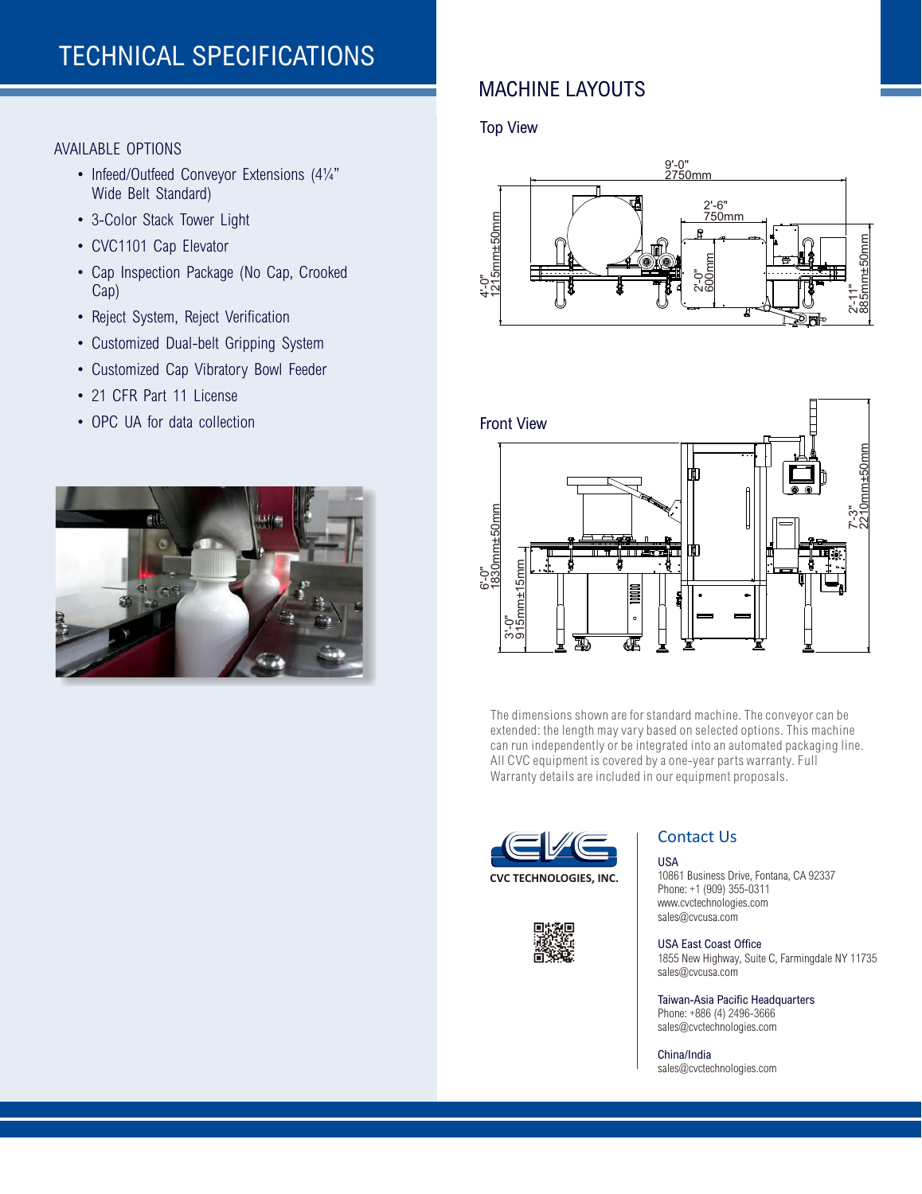# TECHNICAL SPECIFICATIONS

## AVAILABLE OPTIONS

- Infeed/Outfeed Conveyor Extensions (4¼" Wide Belt Standard)
- 3-Color Stack Tower Light
- CVC1101 Cap Elevator
- Cap Inspection Package (No Cap, Crooked Cap)
- Reject System, Reject Verification
- Customized Dual-belt Gripping System
- Customized Cap Vibratory Bowl Feeder
- 21 CFR Part 11 License
- OPC UA for data collection

## MACHINE LAYOUTS

### Top View

9'-0"
2750mm

2'-6"
750mm

4'-0"
1215mm±50mm

2'-0"
600mm

2'-11"
885mm±50mm

### Front View

6'-0"
1830mm±50mm

3'-0"
915mm±15mm

7'-3"
2210mm±50mm

The dimensions shown are for standard machine. The conveyor can be extended: the length may vary based on selected options. This machine can run independently or be integrated into an automated packaging line. All CVC equipment is covered by a one-year parts warranty. Full Warranty details are included in our equipment proposals.

CVC TECHNOLOGIES, INC.

## Contact Us

**USA**
10861 Business Drive, Fontana, CA 92337
Phone: +1 (909) 355-0311
www.cvctechnologies.com
sales@cvcusa.com

**USA East Coast Office**
1855 New Highway, Suite C, Farmingdale NY 11735
sales@cvcusa.com

**Taiwan-Asia Pacific Headquarters**
Phone: +886 (4) 2496-3666
sales@cvctechnologies.com

**China/India**
sales@cvctechnologies.com